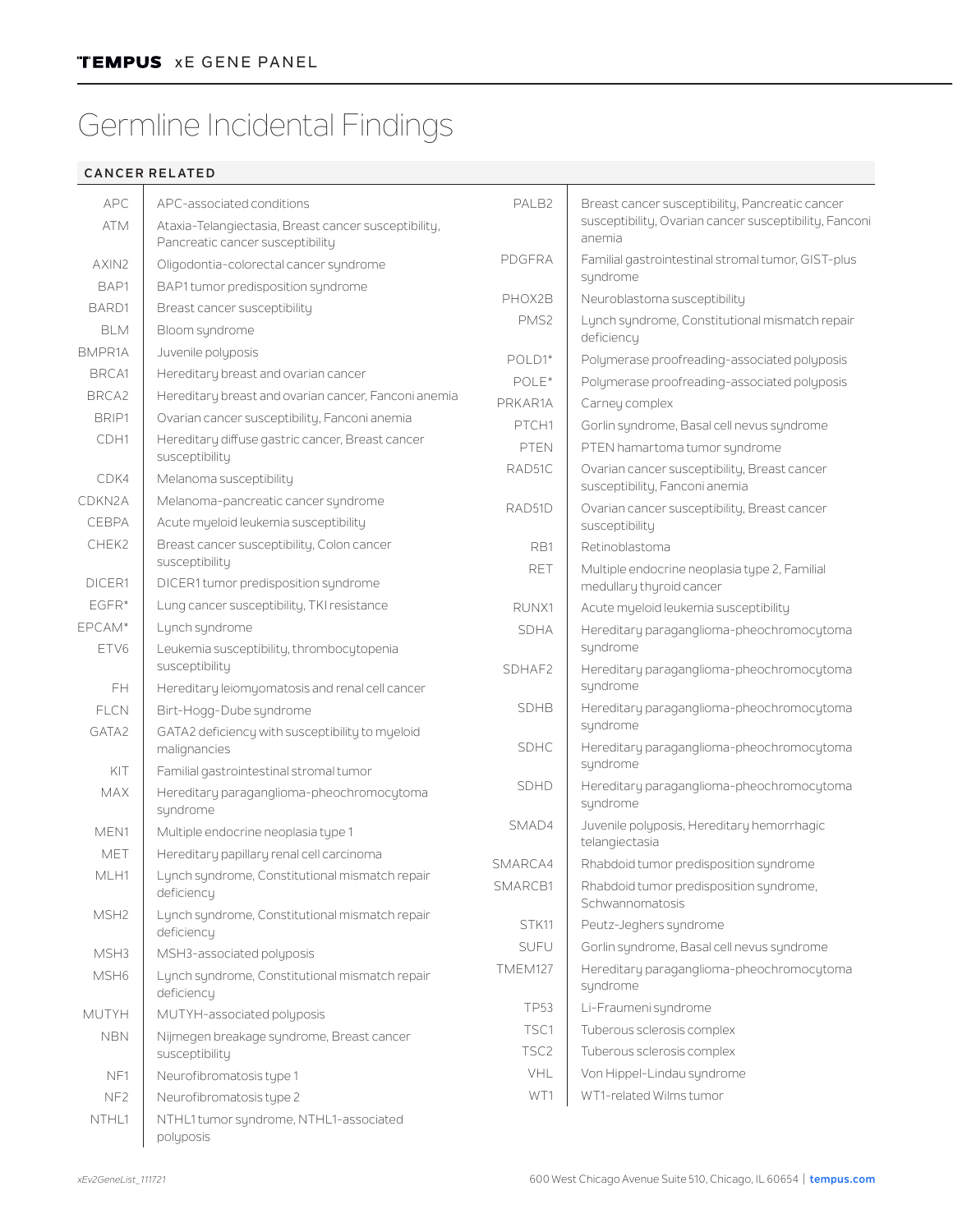**TEMPUS** xE GENE PANEL

# Germline Incidental Findings

## CANCER RELATED

| Gene | Condition |
|---|---|
| APC | APC-associated conditions |
| ATM | Ataxia-Telangiectasia, Breast cancer susceptibility, Pancreatic cancer susceptibility |
| AXIN2 | Oligodontia-colorectal cancer syndrome |
| BAP1 | BAP1 tumor predisposition syndrome |
| BARD1 | Breast cancer susceptibility |
| BLM | Bloom syndrome |
| BMPR1A | Juvenile polyposis |
| BRCA1 | Hereditary breast and ovarian cancer |
| BRCA2 | Hereditary breast and ovarian cancer, Fanconi anemia |
| BRIP1 | Ovarian cancer susceptibility, Fanconi anemia |
| CDH1 | Hereditary diffuse gastric cancer, Breast cancer susceptibility |
| CDK4 | Melanoma susceptibility |
| CDKN2A | Melanoma-pancreatic cancer syndrome |
| CEBPA | Acute myeloid leukemia susceptibility |
| CHEK2 | Breast cancer susceptibility, Colon cancer susceptibility |
| DICER1 | DICER1 tumor predisposition syndrome |
| EGFR* | Lung cancer susceptibility, TKI resistance |
| EPCAM* | Lynch syndrome |
| ETV6 | Leukemia susceptibility, thrombocytopenia susceptibility |
| FH | Hereditary leiomyomatosis and renal cell cancer |
| FLCN | Birt-Hogg-Dube syndrome |
| GATA2 | GATA2 deficiency with susceptibility to myeloid malignancies |
| KIT | Familial gastrointestinal stromal tumor |
| MAX | Hereditary paraganglioma-pheochromocytoma syndrome |
| MEN1 | Multiple endocrine neoplasia type 1 |
| MET | Hereditary papillary renal cell carcinoma |
| MLH1 | Lynch syndrome, Constitutional mismatch repair deficiency |
| MSH2 | Lynch syndrome, Constitutional mismatch repair deficiency |
| MSH3 | MSH3-associated polyposis |
| MSH6 | Lynch syndrome, Constitutional mismatch repair deficiency |
| MUTYH | MUTYH-associated polyposis |
| NBN | Nijmegen breakage syndrome, Breast cancer susceptibility |
| NF1 | Neurofibromatosis type 1 |
| NF2 | Neurofibromatosis type 2 |
| NTHL1 | NTHL1 tumor syndrome, NTHL1-associated polyposis |
| PALB2 | Breast cancer susceptibility, Pancreatic cancer susceptibility, Ovarian cancer susceptibility, Fanconi anemia |
| PDGFRA | Familial gastrointestinal stromal tumor, GIST-plus syndrome |
| PHOX2B | Neuroblastoma susceptibility |
| PMS2 | Lynch syndrome, Constitutional mismatch repair deficiency |
| POLD1* | Polymerase proofreading-associated polyposis |
| POLE* | Polymerase proofreading-associated polyposis |
| PRKAR1A | Carney complex |
| PTCH1 | Gorlin syndrome, Basal cell nevus syndrome |
| PTEN | PTEN hamartoma tumor syndrome |
| RAD51C | Ovarian cancer susceptibility, Breast cancer susceptibility, Fanconi anemia |
| RAD51D | Ovarian cancer susceptibility, Breast cancer susceptibility |
| RB1 | Retinoblastoma |
| RET | Multiple endocrine neoplasia type 2, Familial medullary thyroid cancer |
| RUNX1 | Acute myeloid leukemia susceptibility |
| SDHA | Hereditary paraganglioma-pheochromocytoma syndrome |
| SDHAF2 | Hereditary paraganglioma-pheochromocytoma syndrome |
| SDHB | Hereditary paraganglioma-pheochromocytoma syndrome |
| SDHC | Hereditary paraganglioma-pheochromocytoma syndrome |
| SDHD | Hereditary paraganglioma-pheochromocytoma syndrome |
| SMAD4 | Juvenile polyposis, Hereditary hemorrhagic telangiectasia |
| SMARCA4 | Rhabdoid tumor predisposition syndrome |
| SMARCB1 | Rhabdoid tumor predisposition syndrome, Schwannomatosis |
| STK11 | Peutz-Jeghers syndrome |
| SUFU | Gorlin syndrome, Basal cell nevus syndrome |
| TMEM127 | Hereditary paraganglioma-pheochromocytoma syndrome |
| TP53 | Li-Fraumeni syndrome |
| TSC1 | Tuberous sclerosis complex |
| TSC2 | Tuberous sclerosis complex |
| VHL | Von Hippel-Lindau syndrome |
| WT1 | WT1-related Wilms tumor |

xEv2GeneList_111721

600 West Chicago Avenue Suite 510, Chicago, IL 60654 | **tempus.com**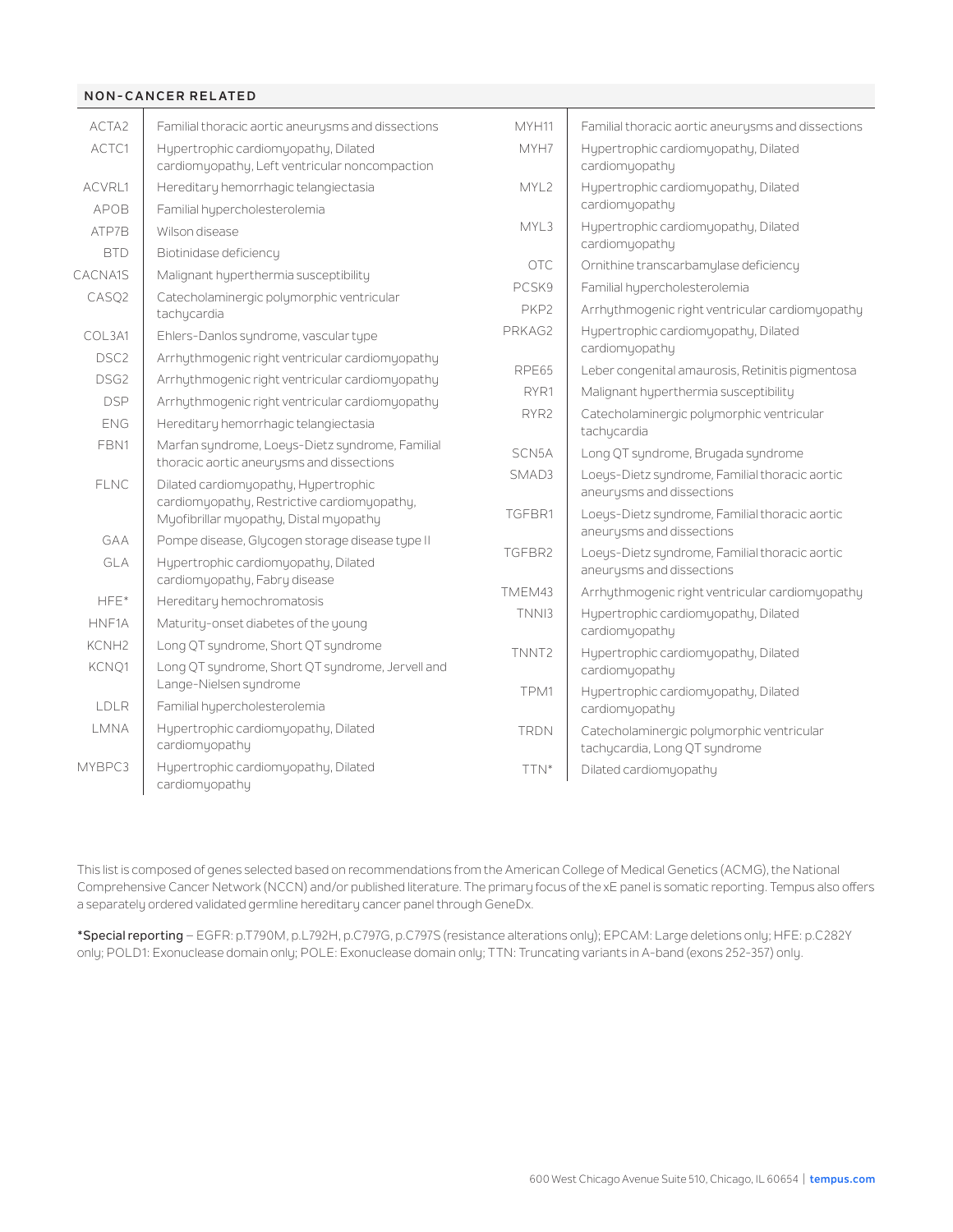## NON-CANCER RELATED

| | |
|---|---|
| ACTA2 | Familial thoracic aortic aneurysms and dissections |
| ACTC1 | Hypertrophic cardiomyopathy, Dilated cardiomyopathy, Left ventricular noncompaction |
| ACVRL1 | Hereditary hemorrhagic telangiectasia |
| APOB | Familial hypercholesterolemia |
| ATP7B | Wilson disease |
| BTD | Biotinidase deficiency |
| CACNA1S | Malignant hyperthermia susceptibility |
| CASQ2 | Catecholaminergic polymorphic ventricular tachycardia |
| COL3A1 | Ehlers-Danlos syndrome, vascular type |
| DSC2 | Arrhythmogenic right ventricular cardiomyopathy |
| DSG2 | Arrhythmogenic right ventricular cardiomyopathy |
| DSP | Arrhythmogenic right ventricular cardiomyopathy |
| ENG | Hereditary hemorrhagic telangiectasia |
| FBN1 | Marfan syndrome, Loeys-Dietz syndrome, Familial thoracic aortic aneurysms and dissections |
| FLNC | Dilated cardiomyopathy, Hypertrophic cardiomyopathy, Restrictive cardiomyopathy, Myofibrillar myopathy, Distal myopathy |
| GAA | Pompe disease, Glycogen storage disease type II |
| GLA | Hypertrophic cardiomyopathy, Dilated cardiomyopathy, Fabry disease |
| HFE* | Hereditary hemochromatosis |
| HNF1A | Maturity-onset diabetes of the young |
| KCNH2 | Long QT syndrome, Short QT syndrome |
| KCNQ1 | Long QT syndrome, Short QT syndrome, Jervell and Lange-Nielsen syndrome |
| LDLR | Familial hypercholesterolemia |
| LMNA | Hypertrophic cardiomyopathy, Dilated cardiomyopathy |
| MYBPC3 | Hypertrophic cardiomyopathy, Dilated cardiomyopathy |
| MYH11 | Familial thoracic aortic aneurysms and dissections |
| MYH7 | Hypertrophic cardiomyopathy, Dilated cardiomyopathy |
| MYL2 | Hypertrophic cardiomyopathy, Dilated cardiomyopathy |
| MYL3 | Hypertrophic cardiomyopathy, Dilated cardiomyopathy |
| OTC | Ornithine transcarbamylase deficiency |
| PCSK9 | Familial hypercholesterolemia |
| PKP2 | Arrhythmogenic right ventricular cardiomyopathy |
| PRKAG2 | Hypertrophic cardiomyopathy, Dilated cardiomyopathy |
| RPE65 | Leber congenital amaurosis, Retinitis pigmentosa |
| RYR1 | Malignant hyperthermia susceptibility |
| RYR2 | Catecholaminergic polymorphic ventricular tachycardia |
| SCN5A | Long QT syndrome, Brugada syndrome |
| SMAD3 | Loeys-Dietz syndrome, Familial thoracic aortic aneurysms and dissections |
| TGFBR1 | Loeys-Dietz syndrome, Familial thoracic aortic aneurysms and dissections |
| TGFBR2 | Loeys-Dietz syndrome, Familial thoracic aortic aneurysms and dissections |
| TMEM43 | Arrhythmogenic right ventricular cardiomyopathy |
| TNNI3 | Hypertrophic cardiomyopathy, Dilated cardiomyopathy |
| TNNT2 | Hypertrophic cardiomyopathy, Dilated cardiomyopathy |
| TPM1 | Hypertrophic cardiomyopathy, Dilated cardiomyopathy |
| TRDN | Catecholaminergic polymorphic ventricular tachycardia, Long QT syndrome |
| TTN* | Dilated cardiomyopathy |

This list is composed of genes selected based on recommendations from the American College of Medical Genetics (ACMG), the National Comprehensive Cancer Network (NCCN) and/or published literature. The primary focus of the xE panel is somatic reporting. Tempus also offers a separately ordered validated germline hereditary cancer panel through GeneDx.

***Special reporting** – EGFR: p.T790M, p.L792H, p.C797G, p.C797S (resistance alterations only); EPCAM: Large deletions only; HFE: p.C282Y only; POLD1: Exonuclease domain only; POLE: Exonuclease domain only; TTN: Truncating variants in A-band (exons 252-357) only.

600 West Chicago Avenue Suite 510, Chicago, IL 60654 | **tempus.com**